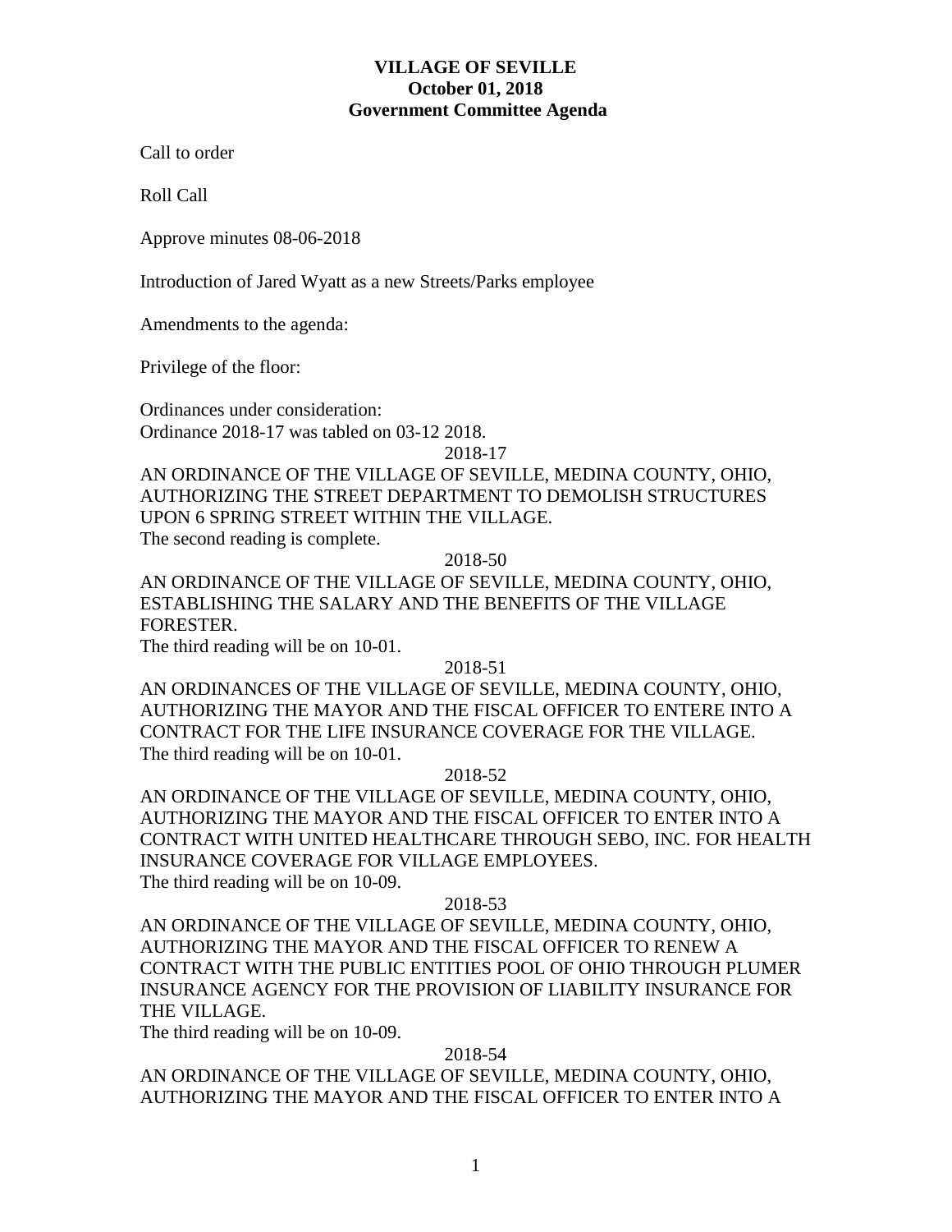# VILLAGE OF SEVILLE
## October 01, 2018
## Government Committee Agenda

Call to order

Roll Call

Approve minutes 08-06-2018

Introduction of Jared Wyatt as a new Streets/Parks employee

Amendments to the agenda:

Privilege of the floor:

Ordinances under consideration:
Ordinance 2018-17 was tabled on 03-12 2018.

2018-17

AN ORDINANCE OF THE VILLAGE OF SEVILLE, MEDINA COUNTY, OHIO, AUTHORIZING THE STREET DEPARTMENT TO DEMOLISH STRUCTURES UPON 6 SPRING STREET WITHIN THE VILLAGE.
The second reading is complete.

2018-50

AN ORDINANCE OF THE VILLAGE OF SEVILLE, MEDINA COUNTY, OHIO, ESTABLISHING THE SALARY AND THE BENEFITS OF THE VILLAGE FORESTER.
The third reading will be on 10-01.

2018-51

AN ORDINANCES OF THE VILLAGE OF SEVILLE, MEDINA COUNTY, OHIO, AUTHORIZING THE MAYOR AND THE FISCAL OFFICER TO ENTERE INTO A CONTRACT FOR THE LIFE INSURANCE COVERAGE FOR THE VILLAGE.
The third reading will be on 10-01.

2018-52

AN ORDINANCE OF THE VILLAGE OF SEVILLE, MEDINA COUNTY, OHIO, AUTHORIZING THE MAYOR AND THE FISCAL OFFICER TO ENTER INTO A CONTRACT WITH UNITED HEALTHCARE THROUGH SEBO, INC. FOR HEALTH INSURANCE COVERAGE FOR VILLAGE EMPLOYEES.
The third reading will be on 10-09.

2018-53

AN ORDINANCE OF THE VILLAGE OF SEVILLE, MEDINA COUNTY, OHIO, AUTHORIZING THE MAYOR AND THE FISCAL OFFICER TO RENEW A CONTRACT WITH THE PUBLIC ENTITIES POOL OF OHIO THROUGH PLUMER INSURANCE AGENCY FOR THE PROVISION OF LIABILITY INSURANCE FOR THE VILLAGE.
The third reading will be on 10-09.

2018-54

AN ORDINANCE OF THE VILLAGE OF SEVILLE, MEDINA COUNTY, OHIO, AUTHORIZING THE MAYOR AND THE FISCAL OFFICER TO ENTER INTO A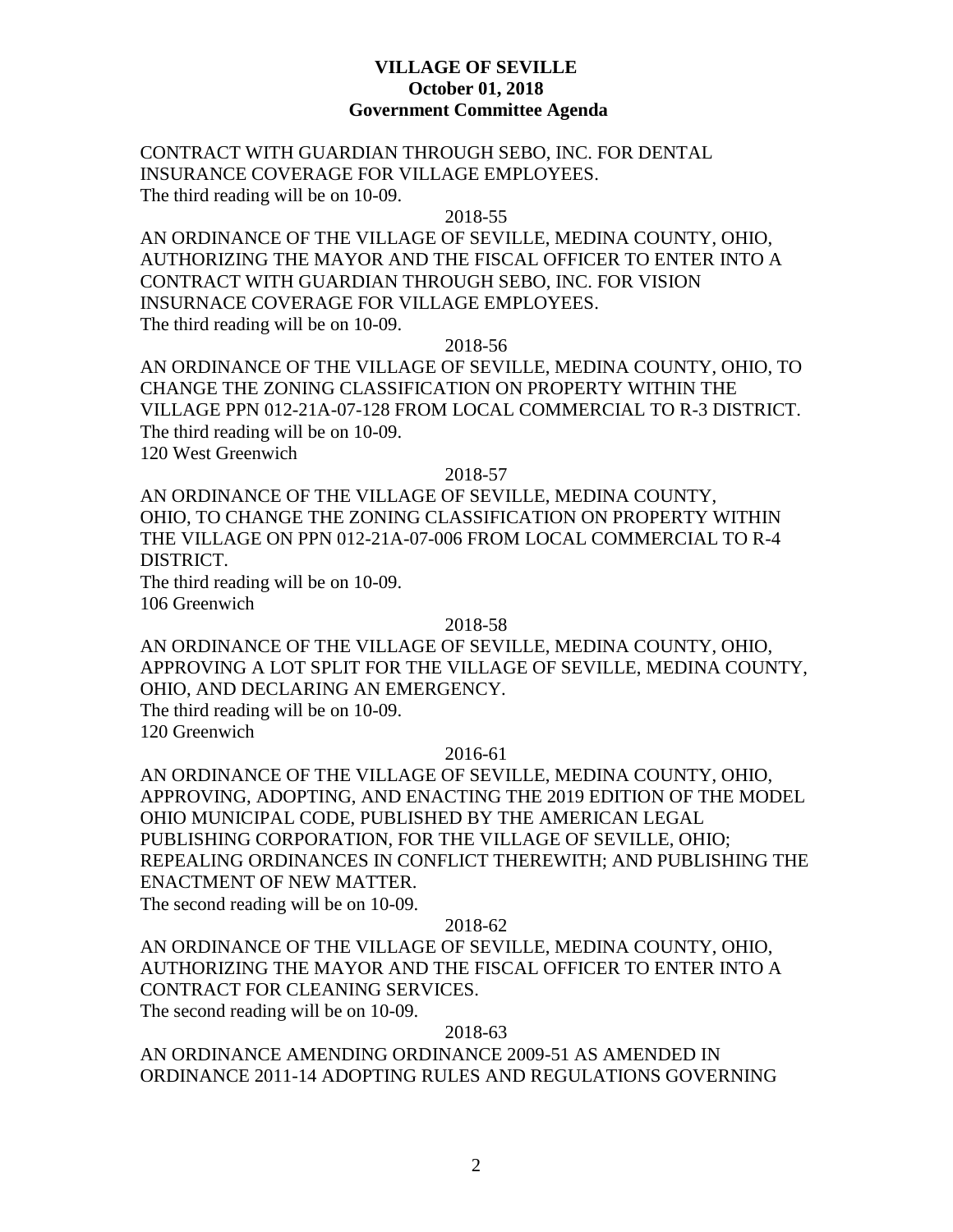**VILLAGE OF SEVILLE**
**October 01, 2018**
**Government Committee Agenda**

CONTRACT WITH GUARDIAN THROUGH SEBO, INC. FOR DENTAL INSURANCE COVERAGE FOR VILLAGE EMPLOYEES.
The third reading will be on 10-09.

2018-55

AN ORDINANCE OF THE VILLAGE OF SEVILLE, MEDINA COUNTY, OHIO, AUTHORIZING THE MAYOR AND THE FISCAL OFFICER TO ENTER INTO A CONTRACT WITH GUARDIAN THROUGH SEBO, INC. FOR VISION INSURNACE COVERAGE FOR VILLAGE EMPLOYEES.
The third reading will be on 10-09.

2018-56

AN ORDINANCE OF THE VILLAGE OF SEVILLE, MEDINA COUNTY, OHIO, TO CHANGE THE ZONING CLASSIFICATION ON PROPERTY WITHIN THE VILLAGE PPN 012-21A-07-128 FROM LOCAL COMMERCIAL TO R-3 DISTRICT.
The third reading will be on 10-09.
120 West Greenwich

2018-57

AN ORDINANCE OF THE VILLAGE OF SEVILLE, MEDINA COUNTY, OHIO, TO CHANGE THE ZONING CLASSIFICATION ON PROPERTY WITHIN THE VILLAGE ON PPN 012-21A-07-006 FROM LOCAL COMMERCIAL TO R-4 DISTRICT.
The third reading will be on 10-09.
106 Greenwich

2018-58

AN ORDINANCE OF THE VILLAGE OF SEVILLE, MEDINA COUNTY, OHIO, APPROVING A LOT SPLIT FOR THE VILLAGE OF SEVILLE, MEDINA COUNTY, OHIO, AND DECLARING AN EMERGENCY.
The third reading will be on 10-09.
120 Greenwich

2016-61

AN ORDINANCE OF THE VILLAGE OF SEVILLE, MEDINA COUNTY, OHIO, APPROVING, ADOPTING, AND ENACTING THE 2019 EDITION OF THE MODEL OHIO MUNICIPAL CODE, PUBLISHED BY THE AMERICAN LEGAL PUBLISHING CORPORATION, FOR THE VILLAGE OF SEVILLE, OHIO; REPEALING ORDINANCES IN CONFLICT THEREWITH; AND PUBLISHING THE ENACTMENT OF NEW MATTER.
The second reading will be on 10-09.

2018-62

AN ORDINANCE OF THE VILLAGE OF SEVILLE, MEDINA COUNTY, OHIO, AUTHORIZING THE MAYOR AND THE FISCAL OFFICER TO ENTER INTO A CONTRACT FOR CLEANING SERVICES.
The second reading will be on 10-09.

2018-63

AN ORDINANCE AMENDING ORDINANCE 2009-51 AS AMENDED IN ORDINANCE 2011-14 ADOPTING RULES AND REGULATIONS GOVERNING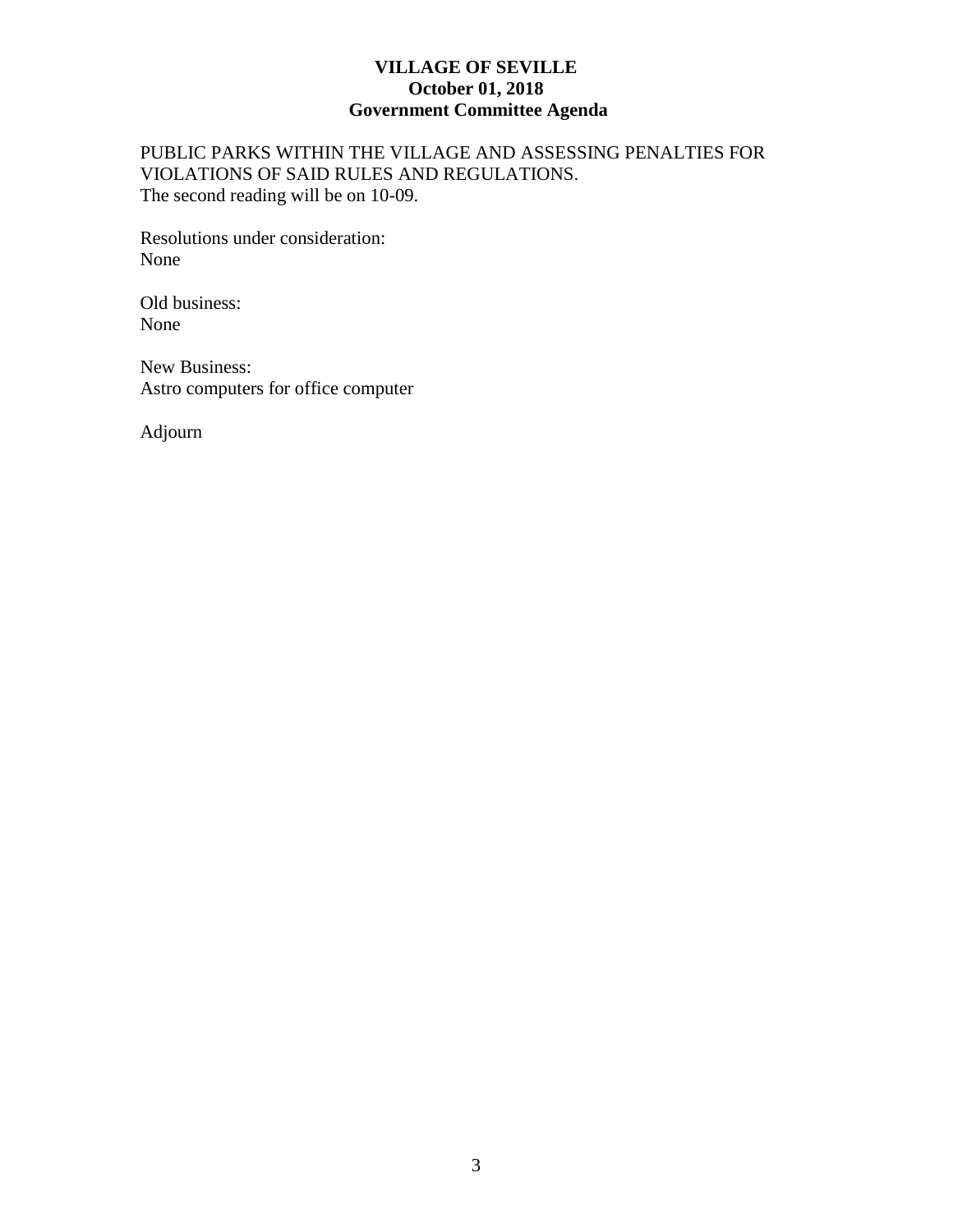**VILLAGE OF SEVILLE**
**October 01, 2018**
**Government Committee Agenda**

PUBLIC PARKS WITHIN THE VILLAGE AND ASSESSING PENALTIES FOR VIOLATIONS OF SAID RULES AND REGULATIONS.
The second reading will be on 10-09.

Resolutions under consideration:
None

Old business:
None

New Business:
Astro computers for office computer

Adjourn